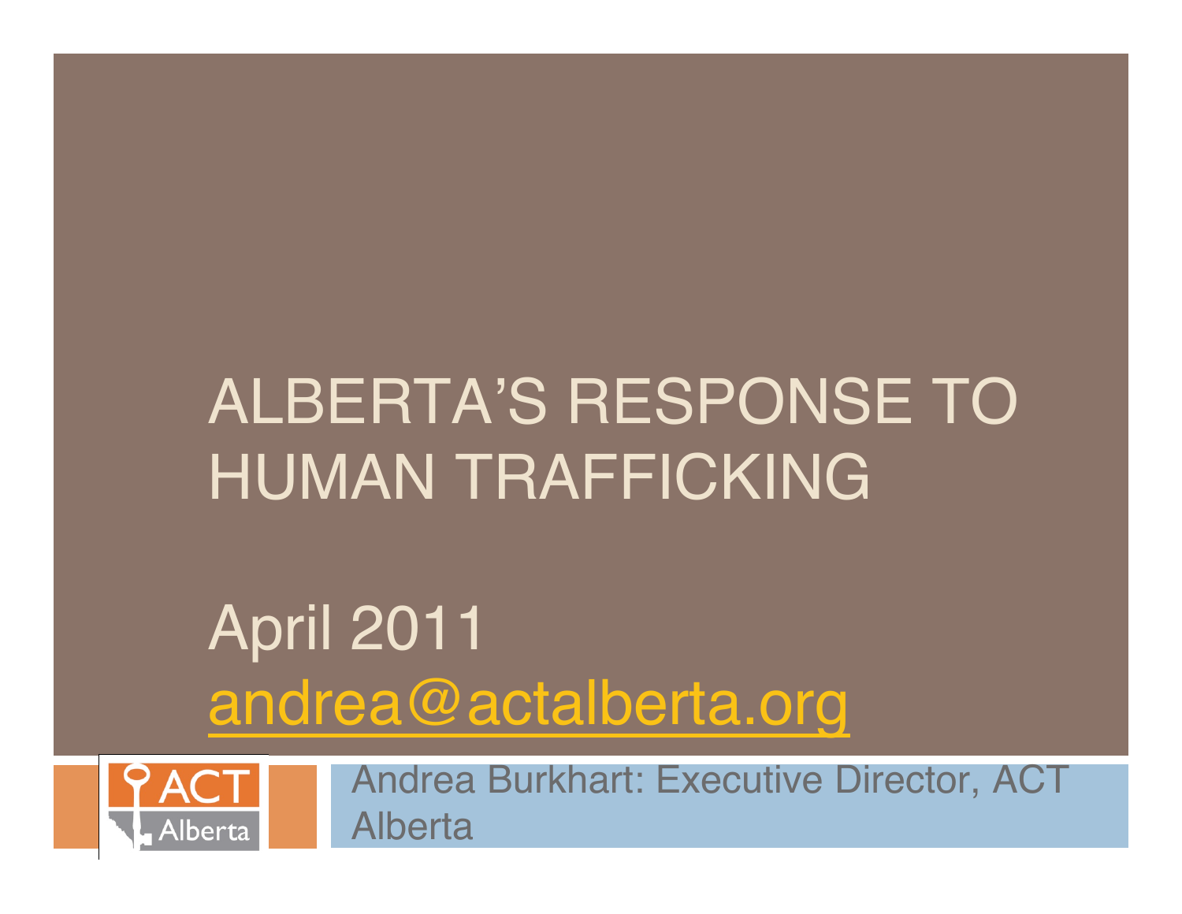# ALBERTA'S RESPONSE TO HUMAN TRAFFICKING

April 2011

andrea@actalberta.org

ACT Alberta

Andrea Burkhart: Executive Director, ACT Alberta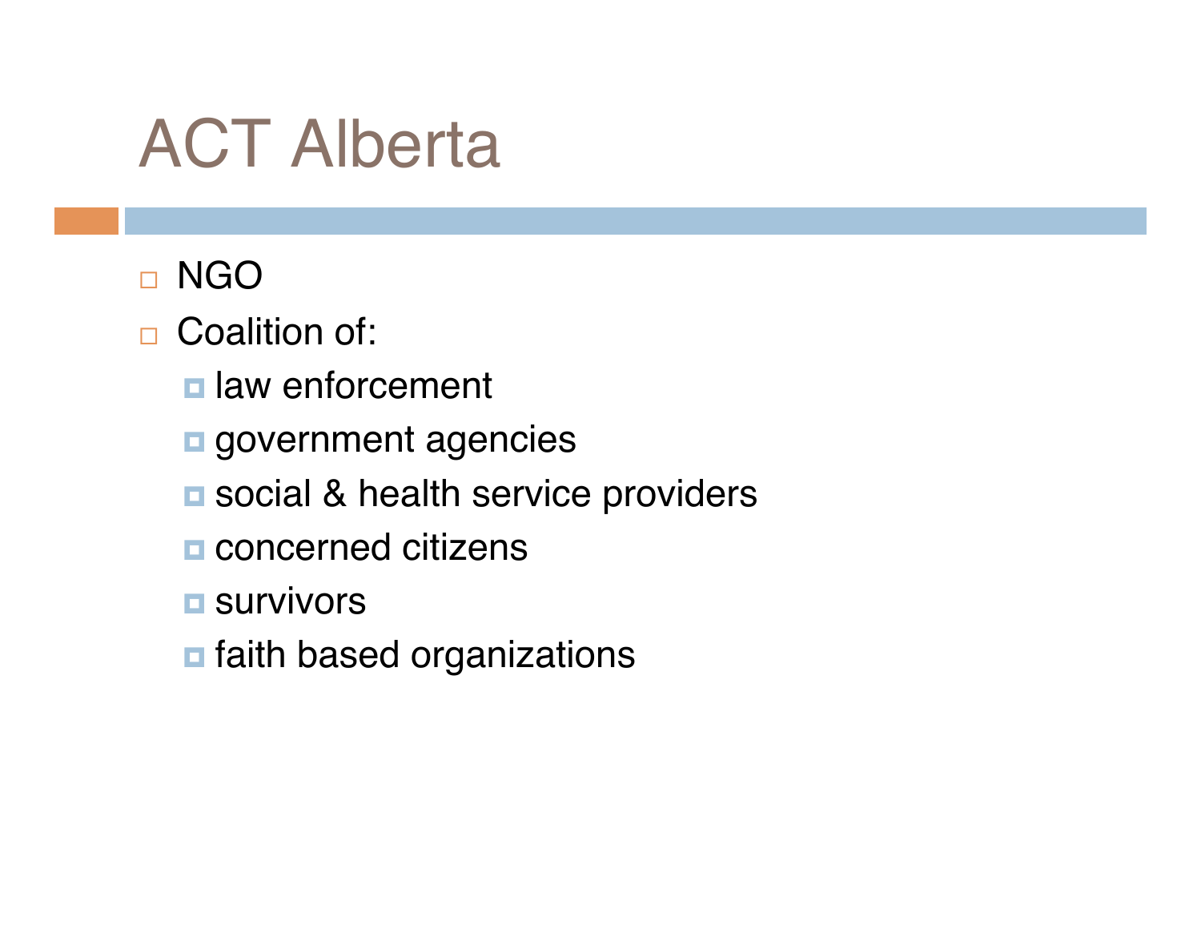# ACT Alberta

- NGO
- Coalition of:
  - law enforcement
  - government agencies
  - social & health service providers
  - concerned citizens
  - survivors
  - faith based organizations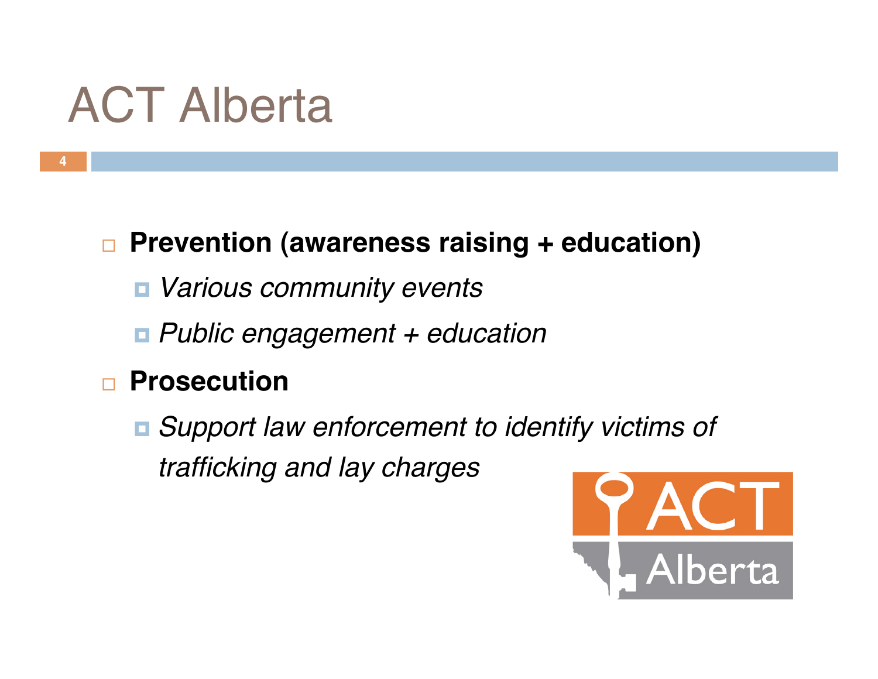# ACT Alberta

- **Prevention (awareness raising + education)**
  - *Various community events*
  - *Public engagement + education*
- **Prosecution**
  - *Support law enforcement to identify victims of trafficking and lay charges*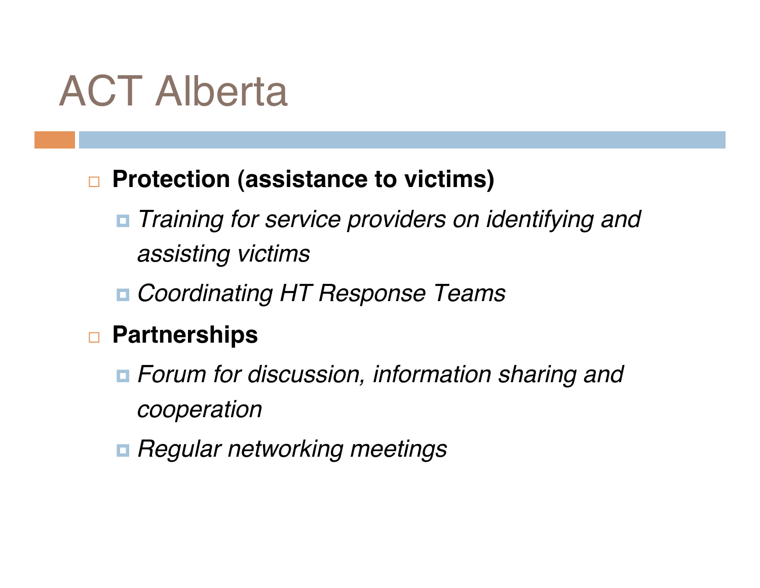# ACT Alberta

- **Protection (assistance to victims)**
  - *Training for service providers on identifying and assisting victims*
  - *Coordinating HT Response Teams*
- **Partnerships**
  - *Forum for discussion, information sharing and cooperation*
  - *Regular networking meetings*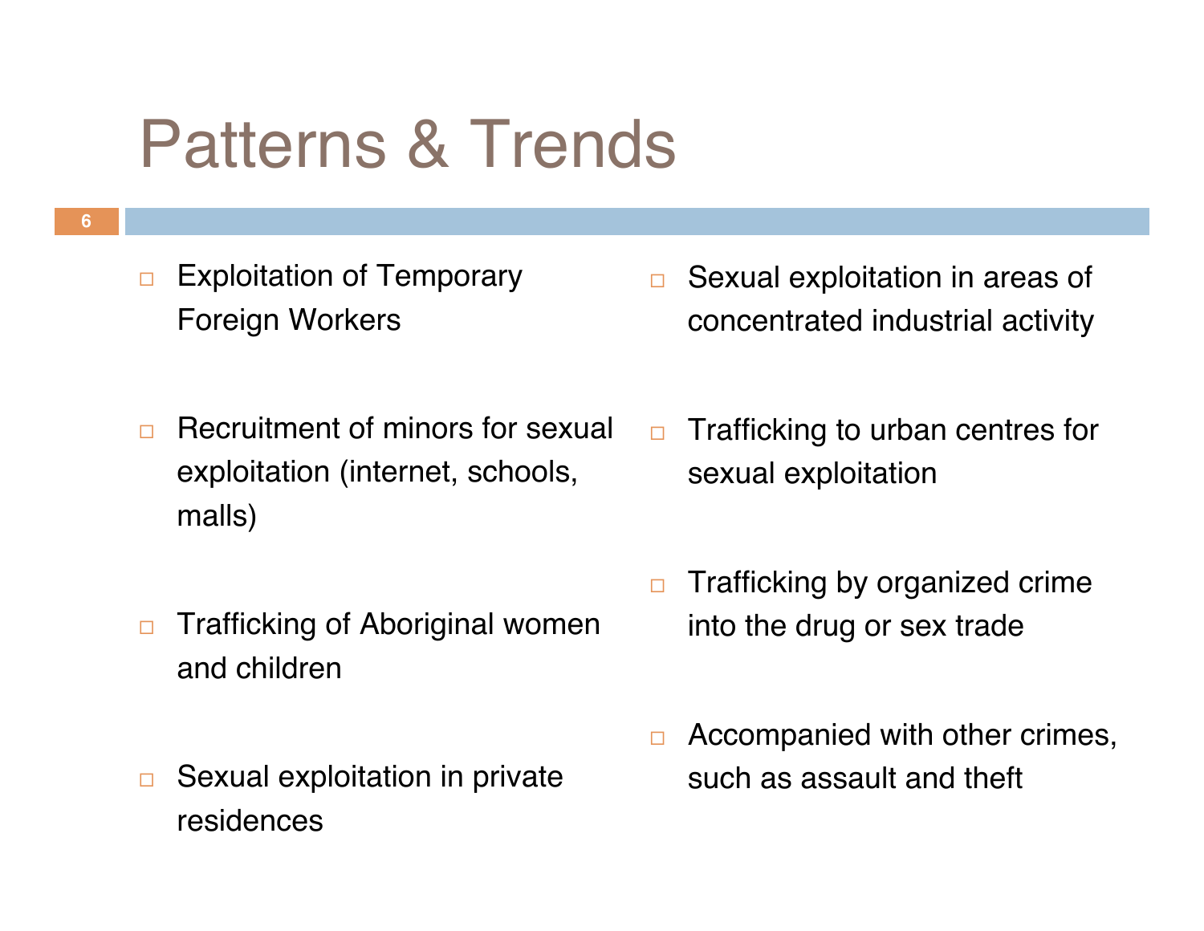# Patterns & Trends

- Exploitation of Temporary Foreign Workers
- Recruitment of minors for sexual exploitation (internet, schools, malls)
- Trafficking of Aboriginal women and children
- Sexual exploitation in private residences
- Sexual exploitation in areas of concentrated industrial activity
- Trafficking to urban centres for sexual exploitation
- Trafficking by organized crime into the drug or sex trade
- Accompanied with other crimes, such as assault and theft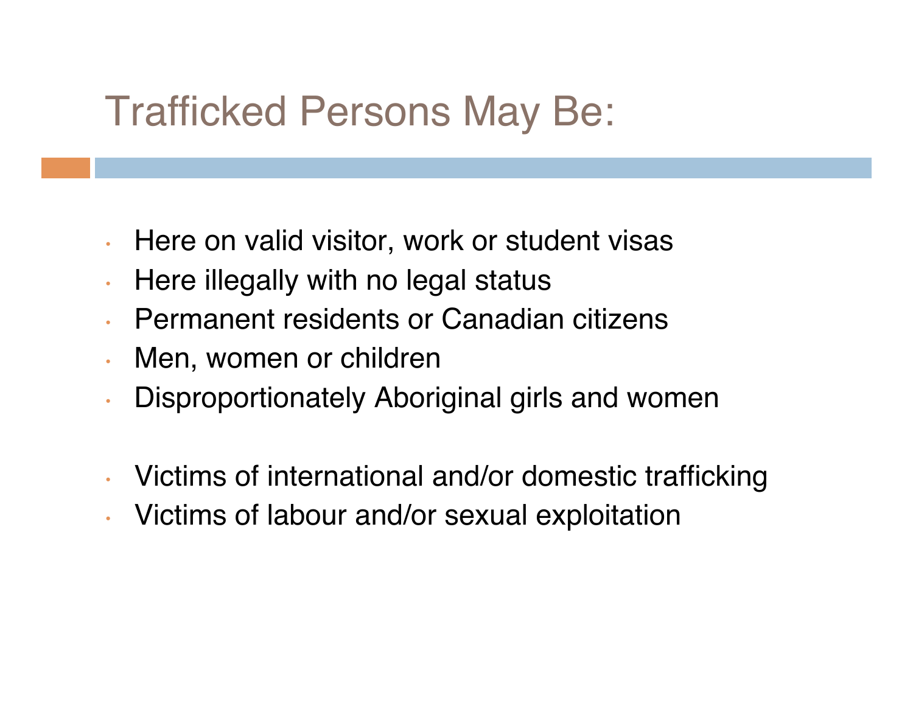# Trafficked Persons May Be:

- Here on valid visitor, work or student visas
- Here illegally with no legal status
- Permanent residents or Canadian citizens
- Men, women or children
- Disproportionately Aboriginal girls and women

- Victims of international and/or domestic trafficking
- Victims of labour and/or sexual exploitation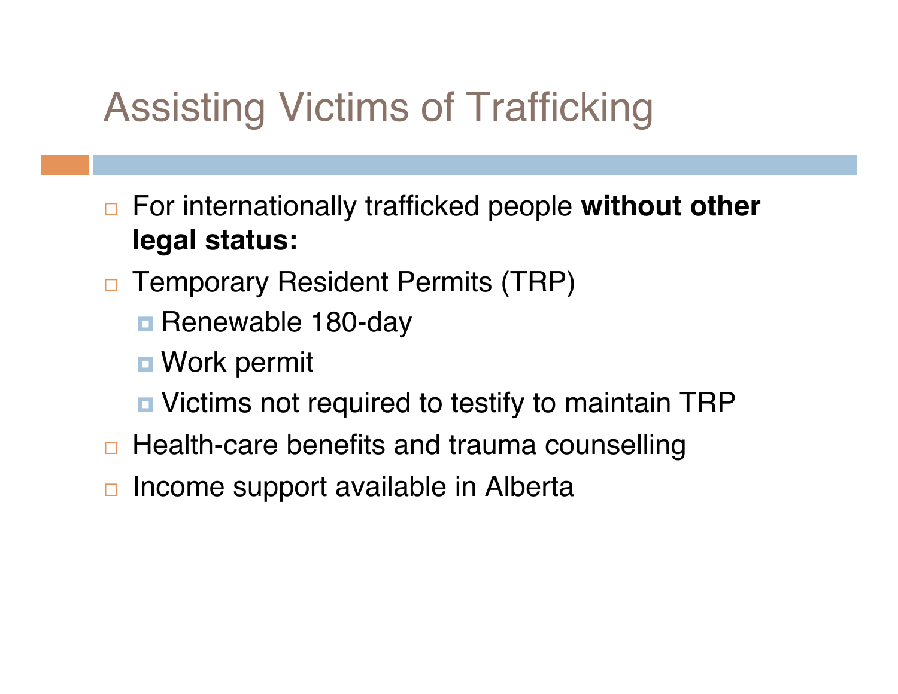# Assisting Victims of Trafficking

- For internationally trafficked people **without other legal status:**
- Temporary Resident Permits (TRP)
  - Renewable 180-day
  - Work permit
  - Victims not required to testify to maintain TRP
- Health-care benefits and trauma counselling
- Income support available in Alberta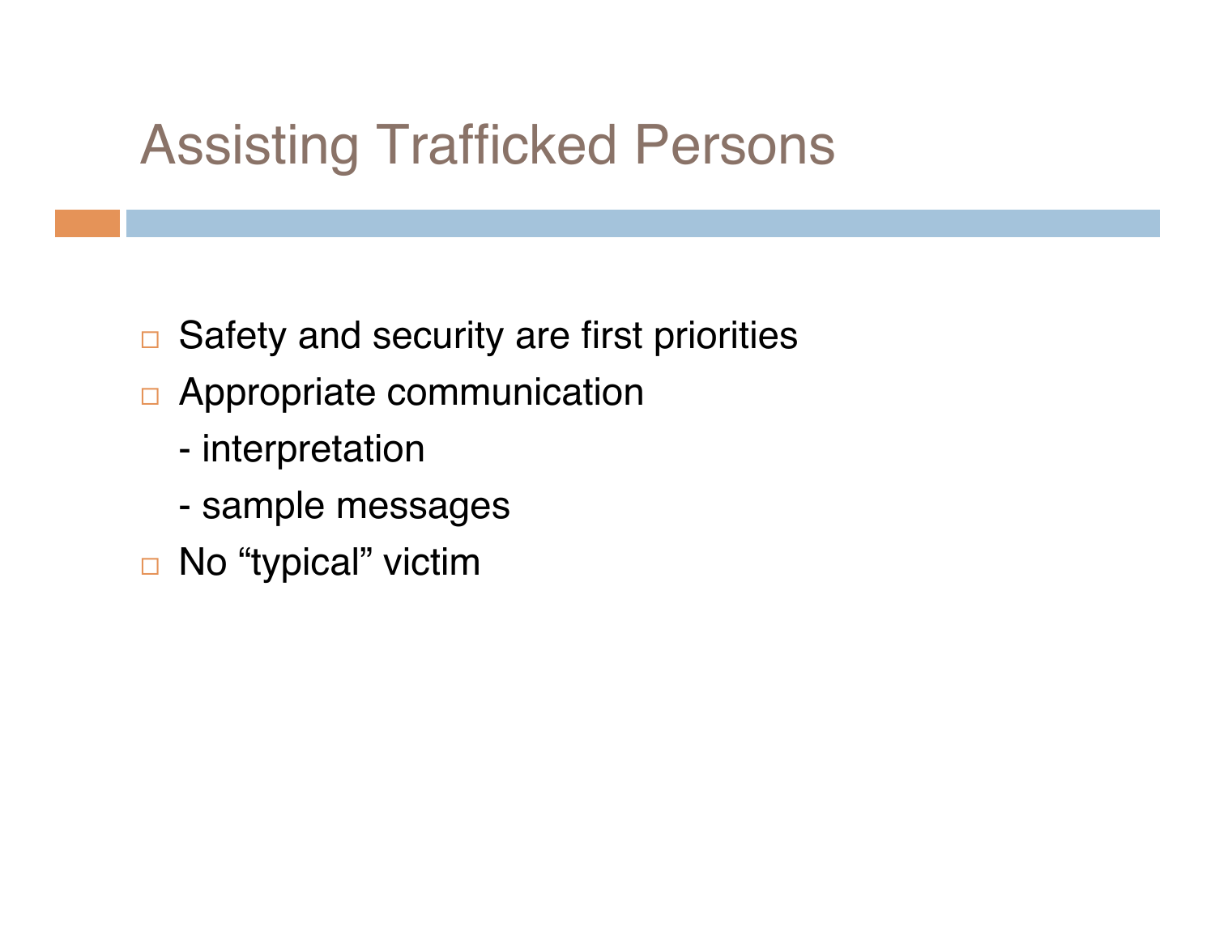# Assisting Trafficked Persons

- Safety and security are first priorities
- Appropriate communication
  - interpretation
  - sample messages
- No "typical" victim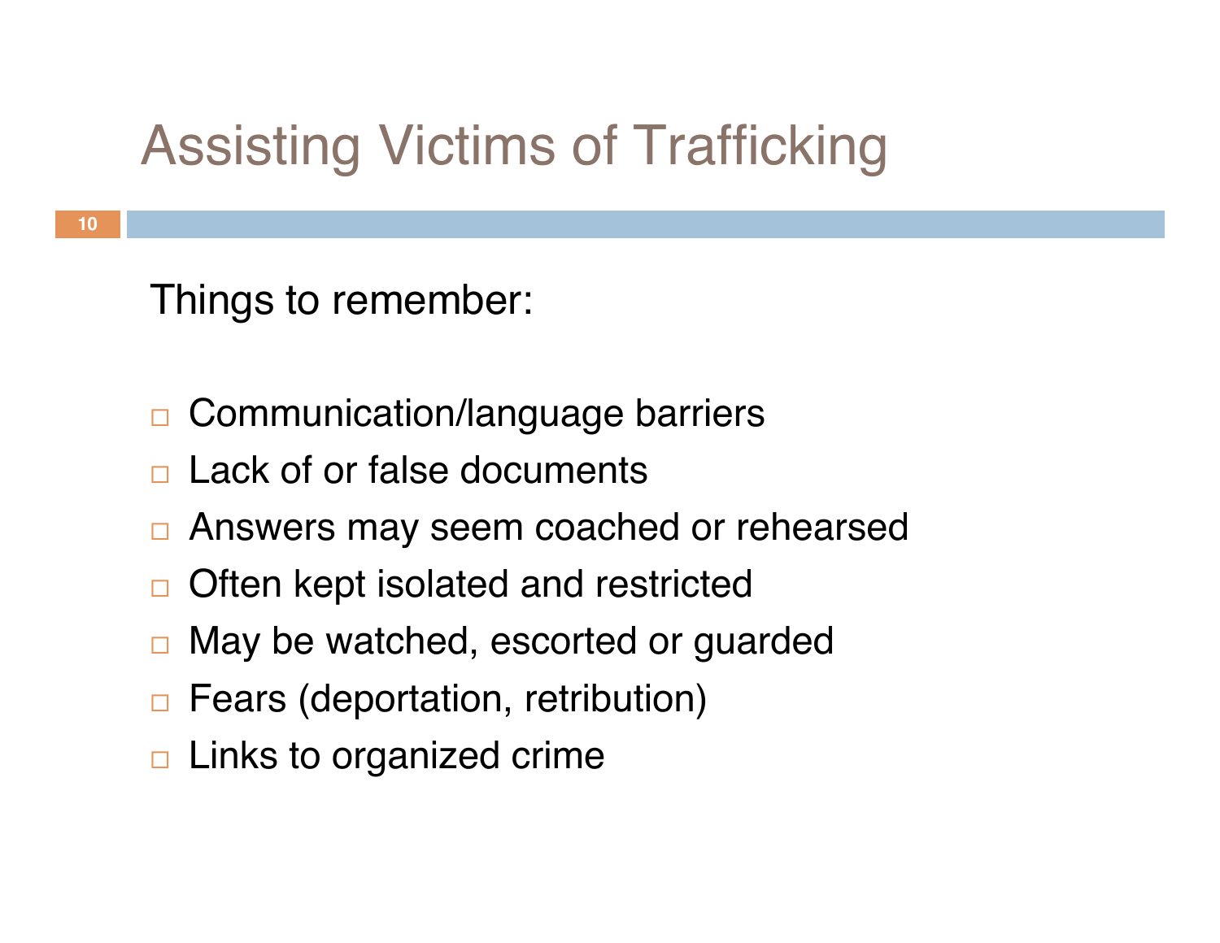# Assisting Victims of Trafficking

Things to remember:

- Communication/language barriers
- Lack of or false documents
- Answers may seem coached or rehearsed
- Often kept isolated and restricted
- May be watched, escorted or guarded
- Fears (deportation, retribution)
- Links to organized crime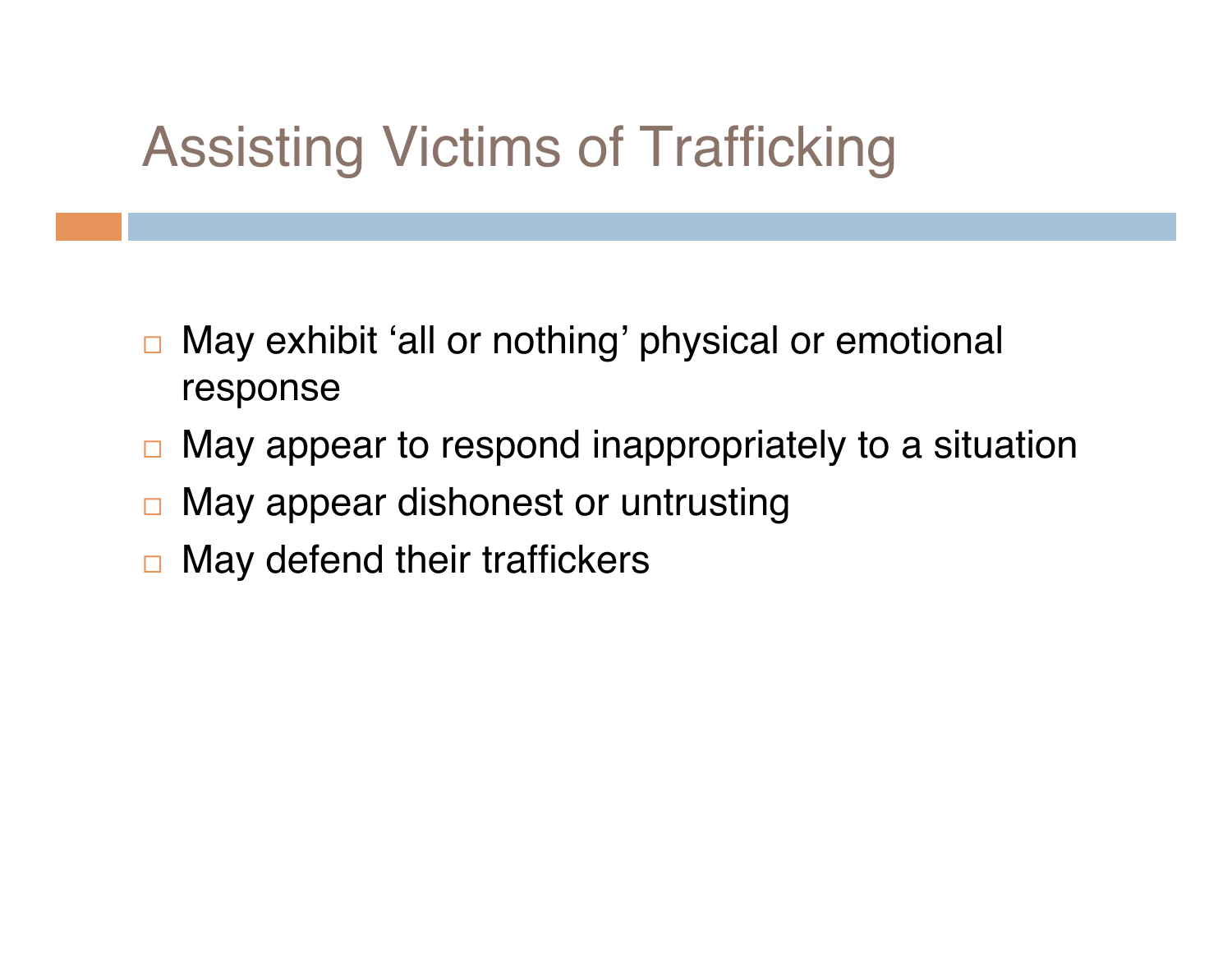# Assisting Victims of Trafficking

- May exhibit ‘all or nothing’ physical or emotional response
- May appear to respond inappropriately to a situation
- May appear dishonest or untrusting
- May defend their traffickers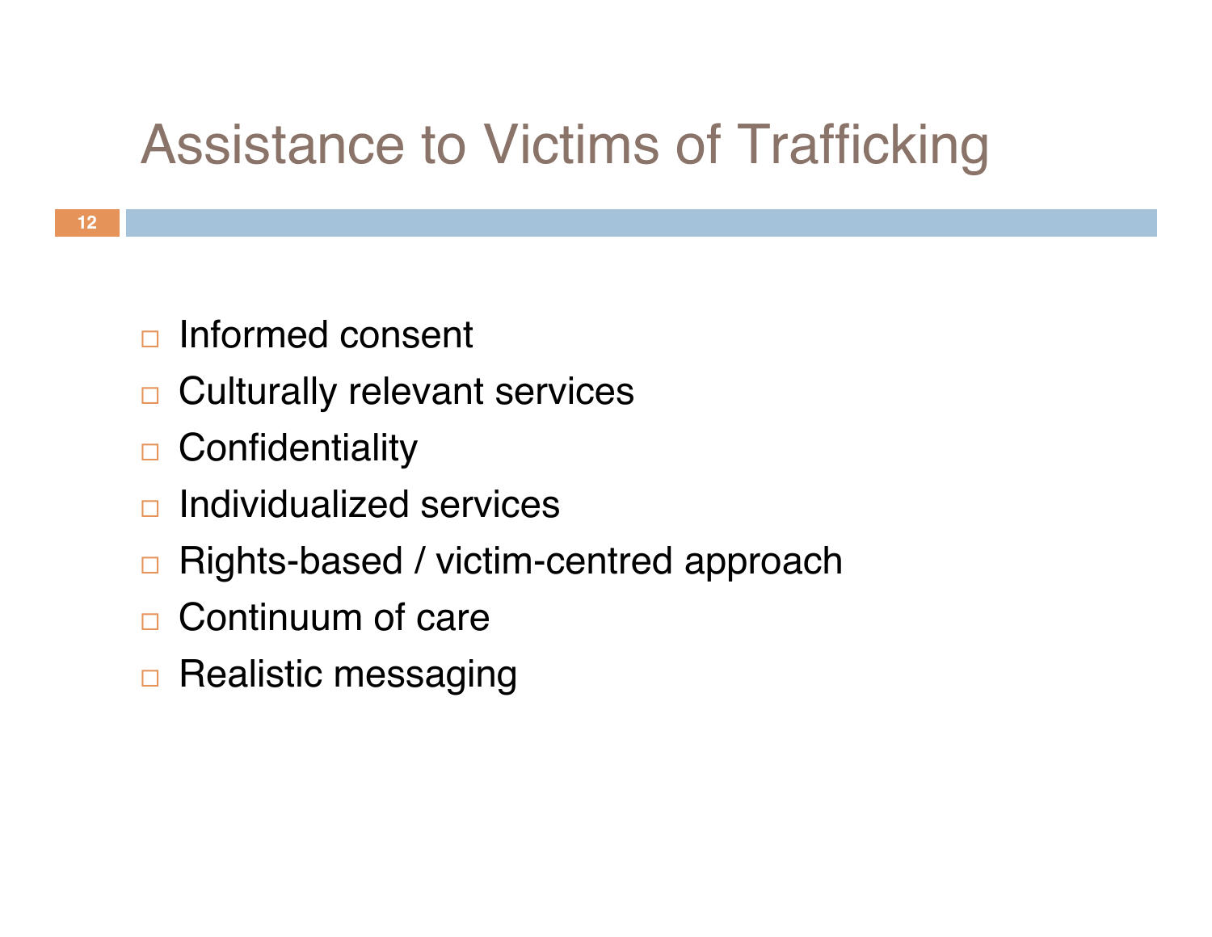# Assistance to Victims of Trafficking

- Informed consent
- Culturally relevant services
- Confidentiality
- Individualized services
- Rights-based / victim-centred approach
- Continuum of care
- Realistic messaging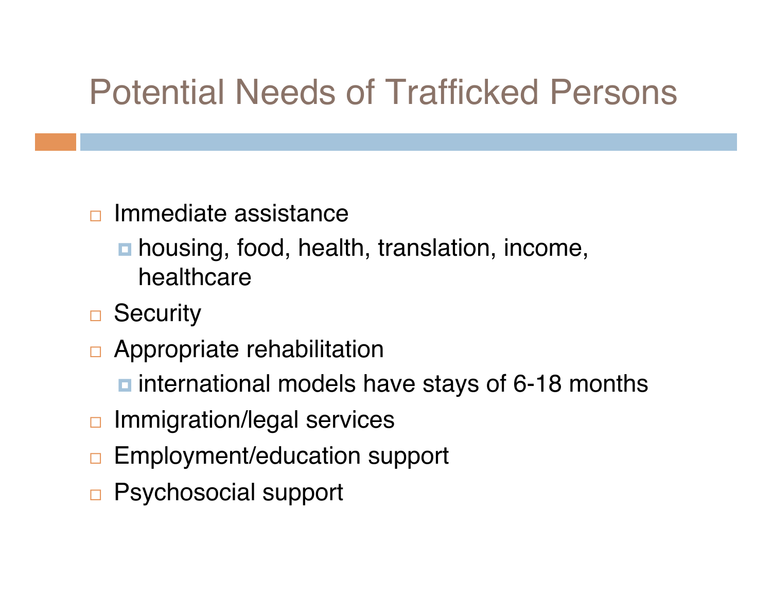# Potential Needs of Trafficked Persons

- Immediate assistance
  - housing, food, health, translation, income, healthcare
- Security
- Appropriate rehabilitation
  - international models have stays of 6-18 months
- Immigration/legal services
- Employment/education support
- Psychosocial support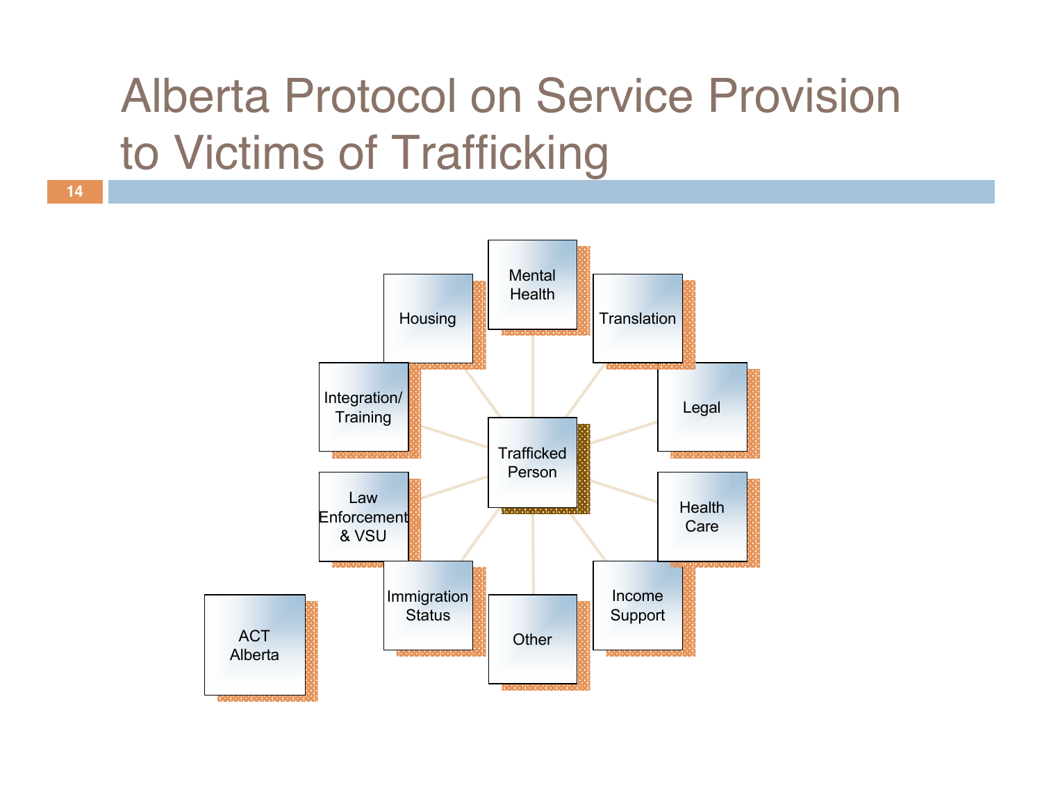# Alberta Protocol on Service Provision to Victims of Trafficking

- Trafficked Person
  - Mental Health
  - Translation
  - Legal
  - Health Care
  - Income Support
  - Other
  - Immigration Status
  - Law Enforcement & VSU
  - Integration/ Training
  - Housing

ACT Alberta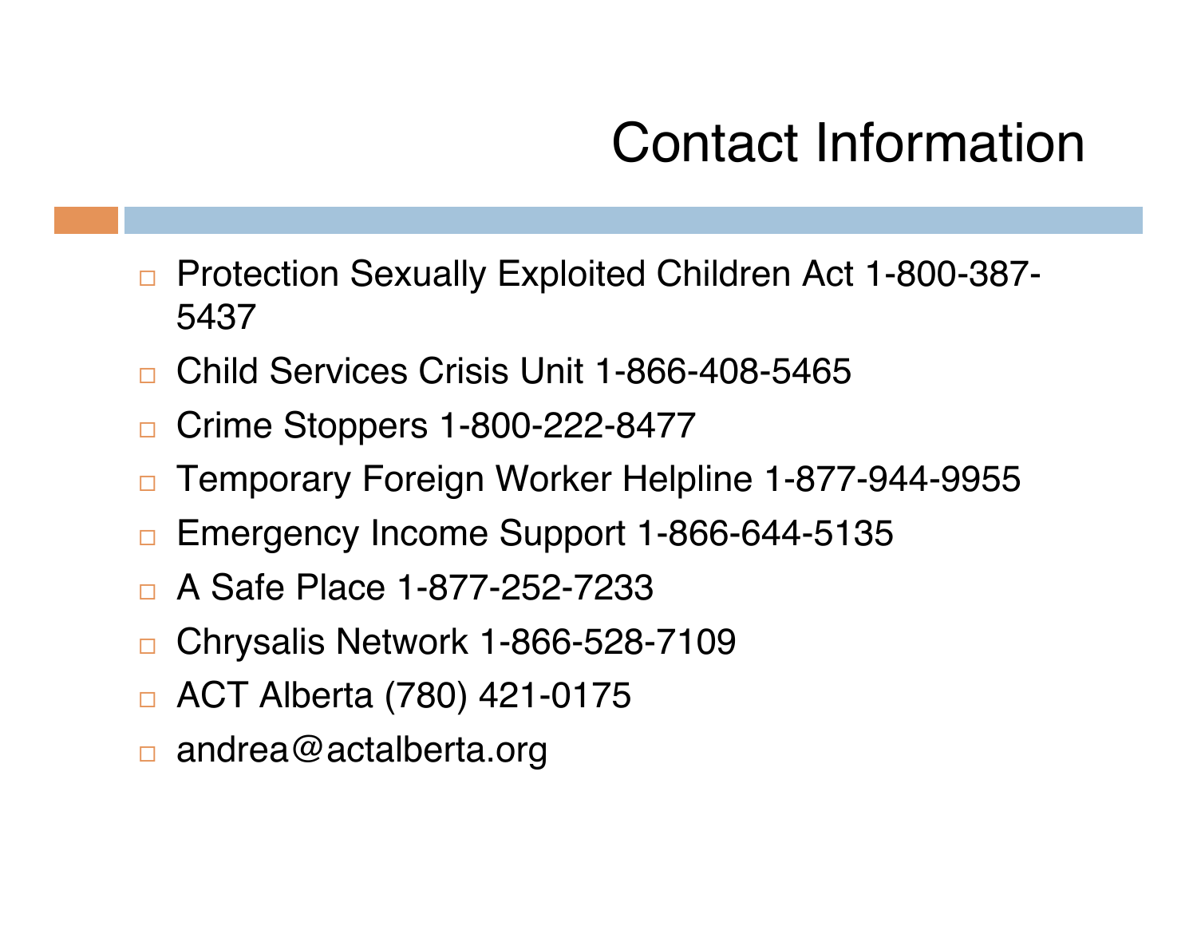# Contact Information

- Protection Sexually Exploited Children Act 1-800-387-5437
- Child Services Crisis Unit 1-866-408-5465
- Crime Stoppers 1-800-222-8477
- Temporary Foreign Worker Helpline 1-877-944-9955
- Emergency Income Support 1-866-644-5135
- A Safe Place 1-877-252-7233
- Chrysalis Network 1-866-528-7109
- ACT Alberta (780) 421-0175
- andrea@actalberta.org